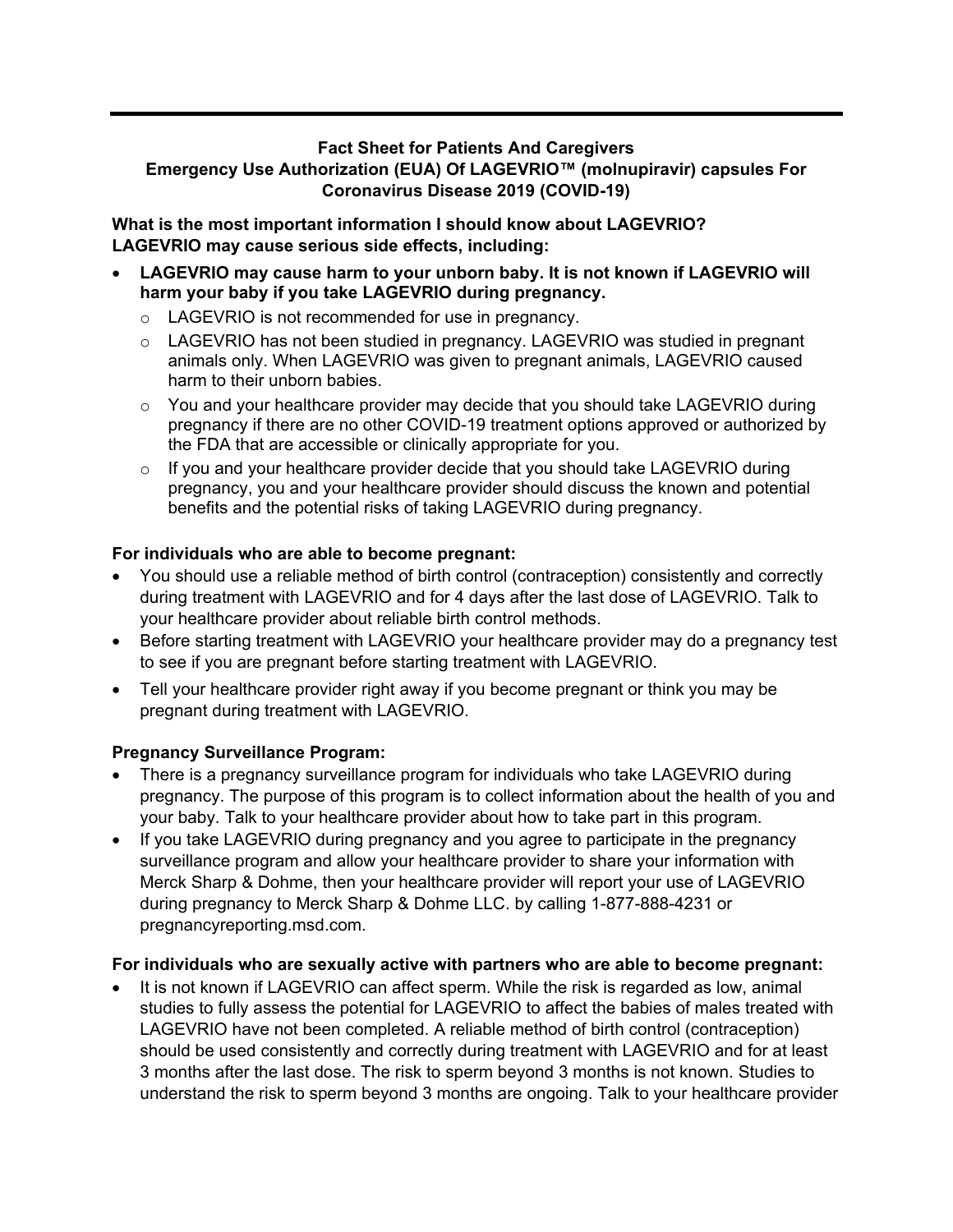# Fact Sheet for Patients And Caregivers
## Emergency Use Authorization (EUA) Of LAGEVRIO™ (molnupiravir) capsules For Coronavirus Disease 2019 (COVID-19)

**What is the most important information I should know about LAGEVRIO?**
**LAGEVRIO may cause serious side effects, including:**

- **LAGEVRIO may cause harm to your unborn baby. It is not known if LAGEVRIO will harm your baby if you take LAGEVRIO during pregnancy.**
  - LAGEVRIO is not recommended for use in pregnancy.
  - LAGEVRIO has not been studied in pregnancy. LAGEVRIO was studied in pregnant animals only. When LAGEVRIO was given to pregnant animals, LAGEVRIO caused harm to their unborn babies.
  - You and your healthcare provider may decide that you should take LAGEVRIO during pregnancy if there are no other COVID-19 treatment options approved or authorized by the FDA that are accessible or clinically appropriate for you.
  - If you and your healthcare provider decide that you should take LAGEVRIO during pregnancy, you and your healthcare provider should discuss the known and potential benefits and the potential risks of taking LAGEVRIO during pregnancy.

**For individuals who are able to become pregnant:**

- You should use a reliable method of birth control (contraception) consistently and correctly during treatment with LAGEVRIO and for 4 days after the last dose of LAGEVRIO. Talk to your healthcare provider about reliable birth control methods.
- Before starting treatment with LAGEVRIO your healthcare provider may do a pregnancy test to see if you are pregnant before starting treatment with LAGEVRIO.
- Tell your healthcare provider right away if you become pregnant or think you may be pregnant during treatment with LAGEVRIO.

**Pregnancy Surveillance Program:**

- There is a pregnancy surveillance program for individuals who take LAGEVRIO during pregnancy. The purpose of this program is to collect information about the health of you and your baby. Talk to your healthcare provider about how to take part in this program.
- If you take LAGEVRIO during pregnancy and you agree to participate in the pregnancy surveillance program and allow your healthcare provider to share your information with Merck Sharp & Dohme, then your healthcare provider will report your use of LAGEVRIO during pregnancy to Merck Sharp & Dohme LLC. by calling 1-877-888-4231 or pregnancyreporting.msd.com.

**For individuals who are sexually active with partners who are able to become pregnant:**

- It is not known if LAGEVRIO can affect sperm. While the risk is regarded as low, animal studies to fully assess the potential for LAGEVRIO to affect the babies of males treated with LAGEVRIO have not been completed. A reliable method of birth control (contraception) should be used consistently and correctly during treatment with LAGEVRIO and for at least 3 months after the last dose. The risk to sperm beyond 3 months is not known. Studies to understand the risk to sperm beyond 3 months are ongoing. Talk to your healthcare provider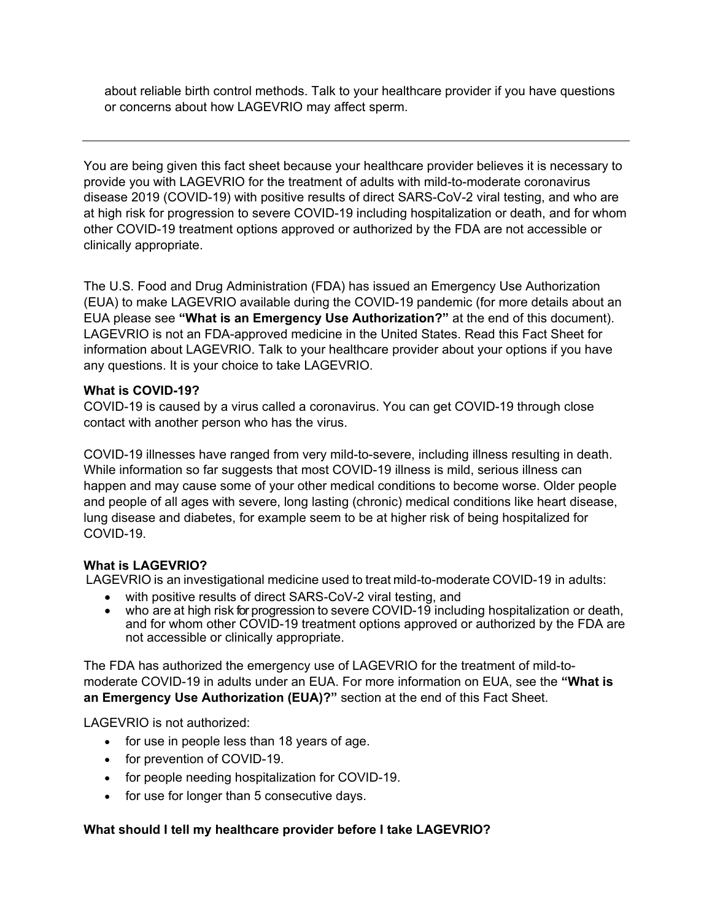about reliable birth control methods. Talk to your healthcare provider if you have questions or concerns about how LAGEVRIO may affect sperm.

---

You are being given this fact sheet because your healthcare provider believes it is necessary to provide you with LAGEVRIO for the treatment of adults with mild-to-moderate coronavirus disease 2019 (COVID-19) with positive results of direct SARS-CoV-2 viral testing, and who are at high risk for progression to severe COVID-19 including hospitalization or death, and for whom other COVID-19 treatment options approved or authorized by the FDA are not accessible or clinically appropriate.

The U.S. Food and Drug Administration (FDA) has issued an Emergency Use Authorization (EUA) to make LAGEVRIO available during the COVID-19 pandemic (for more details about an EUA please see **"What is an Emergency Use Authorization?"** at the end of this document). LAGEVRIO is not an FDA-approved medicine in the United States. Read this Fact Sheet for information about LAGEVRIO. Talk to your healthcare provider about your options if you have any questions. It is your choice to take LAGEVRIO.

**What is COVID-19?**

COVID-19 is caused by a virus called a coronavirus. You can get COVID-19 through close contact with another person who has the virus.

COVID-19 illnesses have ranged from very mild-to-severe, including illness resulting in death. While information so far suggests that most COVID-19 illness is mild, serious illness can happen and may cause some of your other medical conditions to become worse. Older people and people of all ages with severe, long lasting (chronic) medical conditions like heart disease, lung disease and diabetes, for example seem to be at higher risk of being hospitalized for COVID-19.

**What is LAGEVRIO?**

LAGEVRIO is an investigational medicine used to treat mild-to-moderate COVID-19 in adults:

- with positive results of direct SARS-CoV-2 viral testing, and
- who are at high risk for progression to severe COVID-19 including hospitalization or death, and for whom other COVID-19 treatment options approved or authorized by the FDA are not accessible or clinically appropriate.

The FDA has authorized the emergency use of LAGEVRIO for the treatment of mild-to-moderate COVID-19 in adults under an EUA. For more information on EUA, see the **"What is an Emergency Use Authorization (EUA)?"** section at the end of this Fact Sheet.

LAGEVRIO is not authorized:

- for use in people less than 18 years of age.
- for prevention of COVID-19.
- for people needing hospitalization for COVID-19.
- for use for longer than 5 consecutive days.

**What should I tell my healthcare provider before I take LAGEVRIO?**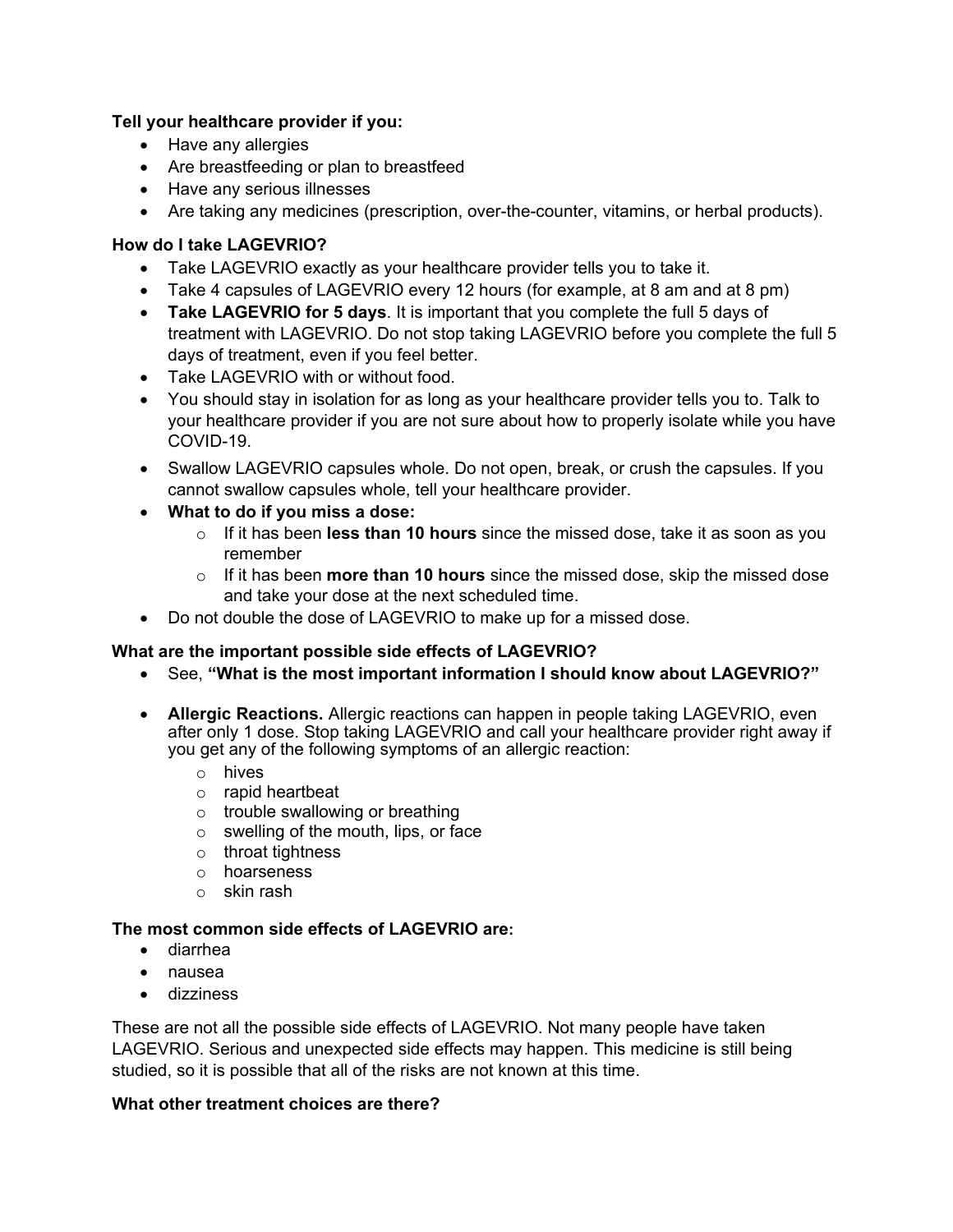**Tell your healthcare provider if you:**

- Have any allergies
- Are breastfeeding or plan to breastfeed
- Have any serious illnesses
- Are taking any medicines (prescription, over-the-counter, vitamins, or herbal products).

**How do I take LAGEVRIO?**

- Take LAGEVRIO exactly as your healthcare provider tells you to take it.
- Take 4 capsules of LAGEVRIO every 12 hours (for example, at 8 am and at 8 pm)
- **Take LAGEVRIO for 5 days**. It is important that you complete the full 5 days of treatment with LAGEVRIO. Do not stop taking LAGEVRIO before you complete the full 5 days of treatment, even if you feel better.
- Take LAGEVRIO with or without food.
- You should stay in isolation for as long as your healthcare provider tells you to. Talk to your healthcare provider if you are not sure about how to properly isolate while you have COVID-19.
- Swallow LAGEVRIO capsules whole. Do not open, break, or crush the capsules. If you cannot swallow capsules whole, tell your healthcare provider.
- **What to do if you miss a dose:**
  - If it has been **less than 10 hours** since the missed dose, take it as soon as you remember
  - If it has been **more than 10 hours** since the missed dose, skip the missed dose and take your dose at the next scheduled time.
- Do not double the dose of LAGEVRIO to make up for a missed dose.

**What are the important possible side effects of LAGEVRIO?**

- See, **"What is the most important information I should know about LAGEVRIO?"**
- **Allergic Reactions.** Allergic reactions can happen in people taking LAGEVRIO, even after only 1 dose. Stop taking LAGEVRIO and call your healthcare provider right away if you get any of the following symptoms of an allergic reaction:
  - hives
  - rapid heartbeat
  - trouble swallowing or breathing
  - swelling of the mouth, lips, or face
  - throat tightness
  - hoarseness
  - skin rash

**The most common side effects of LAGEVRIO are:**

- diarrhea
- nausea
- dizziness

These are not all the possible side effects of LAGEVRIO. Not many people have taken LAGEVRIO. Serious and unexpected side effects may happen. This medicine is still being studied, so it is possible that all of the risks are not known at this time.

**What other treatment choices are there?**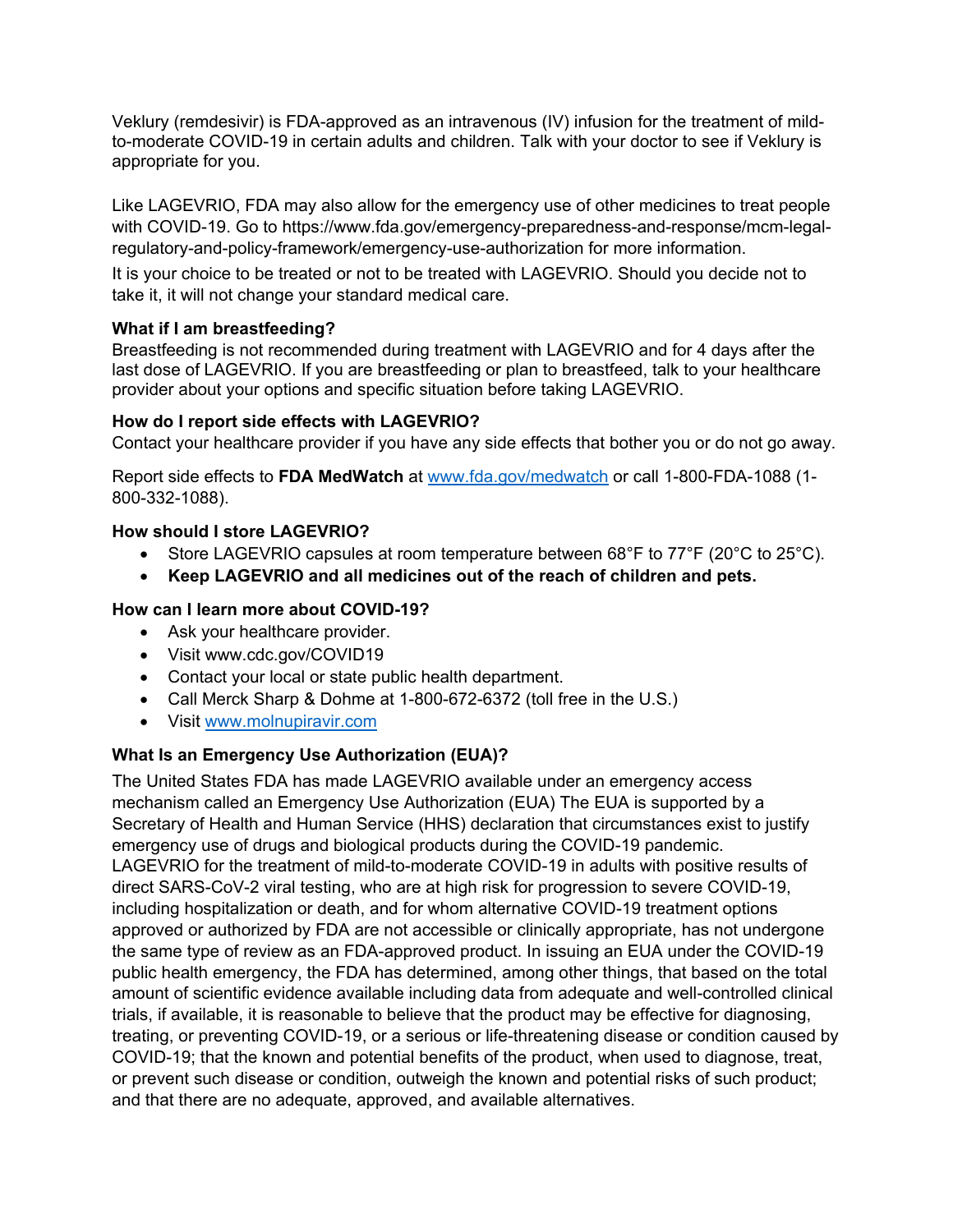Veklury (remdesivir) is FDA-approved as an intravenous (IV) infusion for the treatment of mild-to-moderate COVID-19 in certain adults and children. Talk with your doctor to see if Veklury is appropriate for you.

Like LAGEVRIO, FDA may also allow for the emergency use of other medicines to treat people with COVID-19. Go to https://www.fda.gov/emergency-preparedness-and-response/mcm-legal-regulatory-and-policy-framework/emergency-use-authorization for more information.

It is your choice to be treated or not to be treated with LAGEVRIO. Should you decide not to take it, it will not change your standard medical care.

**What if I am breastfeeding?**
Breastfeeding is not recommended during treatment with LAGEVRIO and for 4 days after the last dose of LAGEVRIO. If you are breastfeeding or plan to breastfeed, talk to your healthcare provider about your options and specific situation before taking LAGEVRIO.

**How do I report side effects with LAGEVRIO?**
Contact your healthcare provider if you have any side effects that bother you or do not go away.

Report side effects to **FDA MedWatch** at [www.fda.gov/medwatch](www.fda.gov/medwatch) or call 1-800-FDA-1088 (1-800-332-1088).

**How should I store LAGEVRIO?**

- Store LAGEVRIO capsules at room temperature between 68°F to 77°F (20°C to 25°C).
- **Keep LAGEVRIO and all medicines out of the reach of children and pets.**

**How can I learn more about COVID-19?**

- Ask your healthcare provider.
- Visit www.cdc.gov/COVID19
- Contact your local or state public health department.
- Call Merck Sharp & Dohme at 1-800-672-6372 (toll free in the U.S.)
- Visit [www.molnupiravir.com](www.molnupiravir.com)

**What Is an Emergency Use Authorization (EUA)?**
The United States FDA has made LAGEVRIO available under an emergency access mechanism called an Emergency Use Authorization (EUA) The EUA is supported by a Secretary of Health and Human Service (HHS) declaration that circumstances exist to justify emergency use of drugs and biological products during the COVID-19 pandemic. LAGEVRIO for the treatment of mild-to-moderate COVID-19 in adults with positive results of direct SARS-CoV-2 viral testing, who are at high risk for progression to severe COVID-19, including hospitalization or death, and for whom alternative COVID-19 treatment options approved or authorized by FDA are not accessible or clinically appropriate, has not undergone the same type of review as an FDA-approved product. In issuing an EUA under the COVID-19 public health emergency, the FDA has determined, among other things, that based on the total amount of scientific evidence available including data from adequate and well-controlled clinical trials, if available, it is reasonable to believe that the product may be effective for diagnosing, treating, or preventing COVID-19, or a serious or life-threatening disease or condition caused by COVID-19; that the known and potential benefits of the product, when used to diagnose, treat, or prevent such disease or condition, outweigh the known and potential risks of such product; and that there are no adequate, approved, and available alternatives.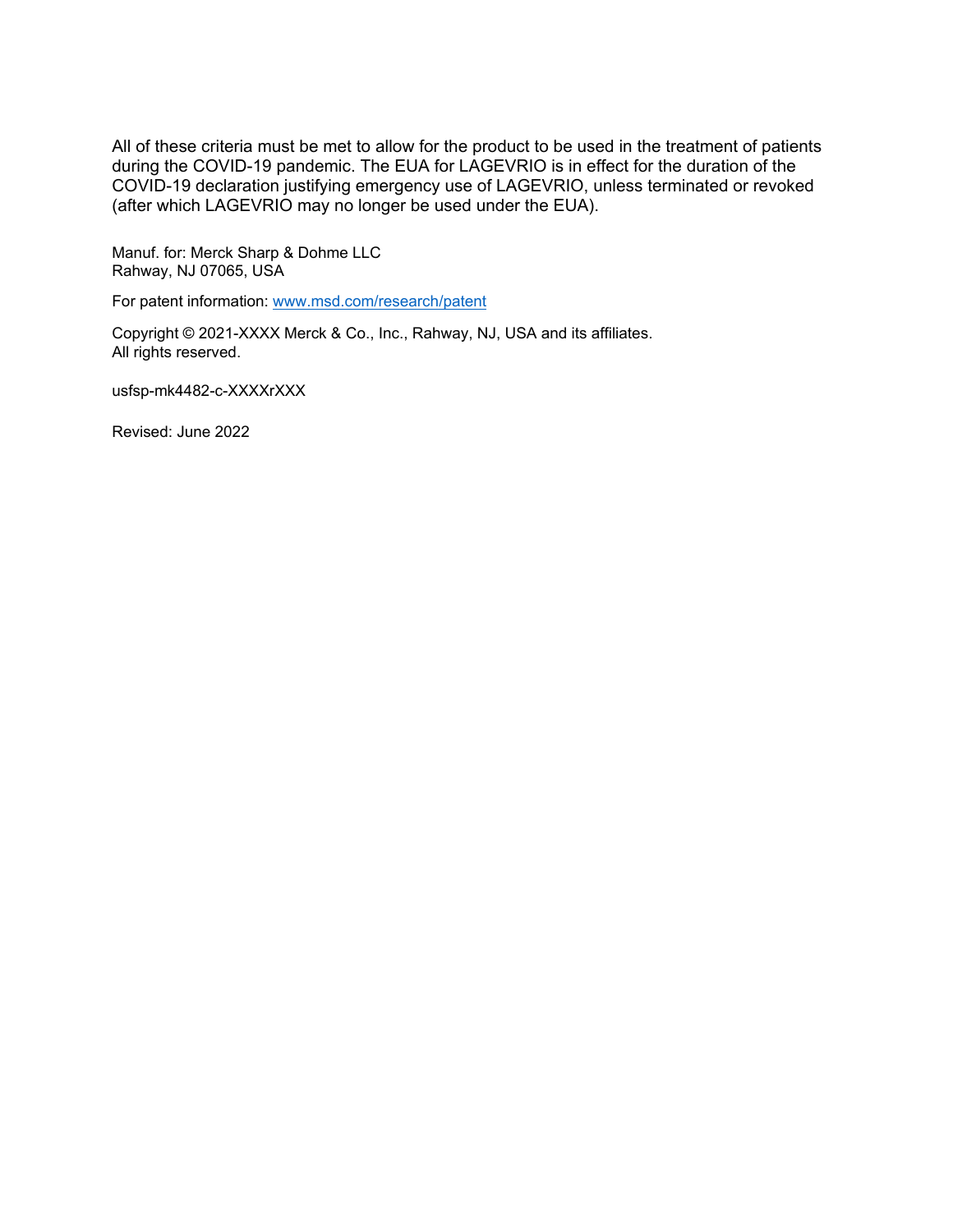All of these criteria must be met to allow for the product to be used in the treatment of patients during the COVID-19 pandemic. The EUA for LAGEVRIO is in effect for the duration of the COVID-19 declaration justifying emergency use of LAGEVRIO, unless terminated or revoked (after which LAGEVRIO may no longer be used under the EUA).

Manuf. for: Merck Sharp & Dohme LLC
Rahway, NJ 07065, USA

For patent information: www.msd.com/research/patent

Copyright © 2021-XXXX Merck & Co., Inc., Rahway, NJ, USA and its affiliates.
All rights reserved.

usfsp-mk4482-c-XXXXrXXX

Revised: June 2022